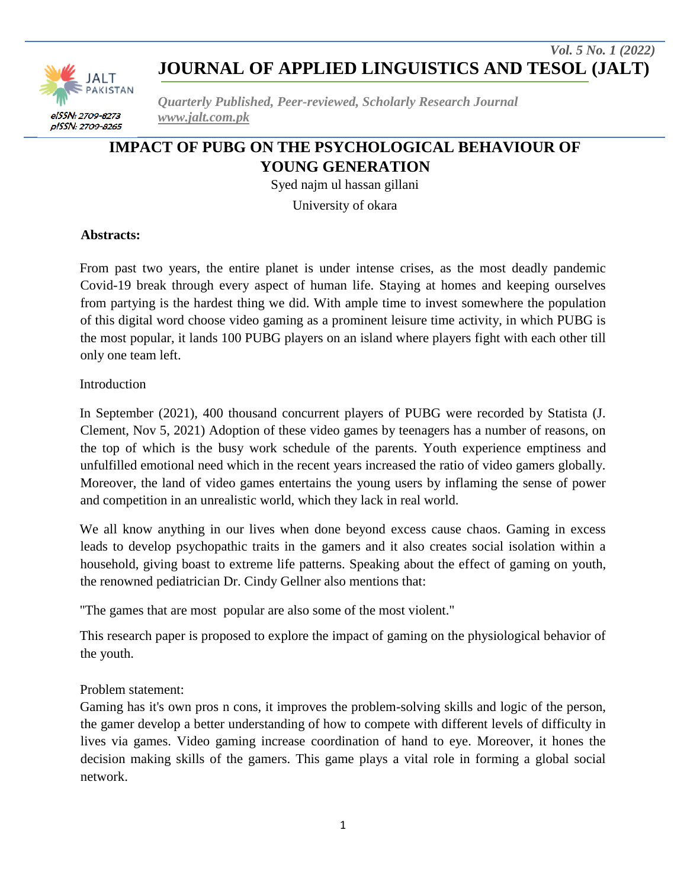# JOURNAL OF APPLIED LINGUISTICS AND TESOL (JALT)

*Quarterly Published, Peer-reviewed, Scholarly Research Journal*
*www.jalt.com.pk*

eISSN: 2709-8273
pISSN: 2709-8265

## IMPACT OF PUBG ON THE PSYCHOLOGICAL BEHAVIOUR OF YOUNG GENERATION

Syed najm ul hassan gillani

University of okara

**Abstracts:**

From past two years, the entire planet is under intense crises, as the most deadly pandemic Covid-19 break through every aspect of human life. Staying at homes and keeping ourselves from partying is the hardest thing we did. With ample time to invest somewhere the population of this digital word choose video gaming as a prominent leisure time activity, in which PUBG is the most popular, it lands 100 PUBG players on an island where players fight with each other till only one team left.

Introduction

In September (2021), 400 thousand concurrent players of PUBG were recorded by Statista (J. Clement, Nov 5, 2021) Adoption of these video games by teenagers has a number of reasons, on the top of which is the busy work schedule of the parents. Youth experience emptiness and unfulfilled emotional need which in the recent years increased the ratio of video gamers globally. Moreover, the land of video games entertains the young users by inflaming the sense of power and competition in an unrealistic world, which they lack in real world.

We all know anything in our lives when done beyond excess cause chaos. Gaming in excess leads to develop psychopathic traits in the gamers and it also creates social isolation within a household, giving boast to extreme life patterns. Speaking about the effect of gaming on youth, the renowned pediatrician Dr. Cindy Gellner also mentions that:

"The games that are most popular are also some of the most violent."

This research paper is proposed to explore the impact of gaming on the physiological behavior of the youth.

Problem statement:

Gaming has it's own pros n cons, it improves the problem-solving skills and logic of the person, the gamer develop a better understanding of how to compete with different levels of difficulty in lives via games. Video gaming increase coordination of hand to eye. Moreover, it hones the decision making skills of the gamers. This game plays a vital role in forming a global social network.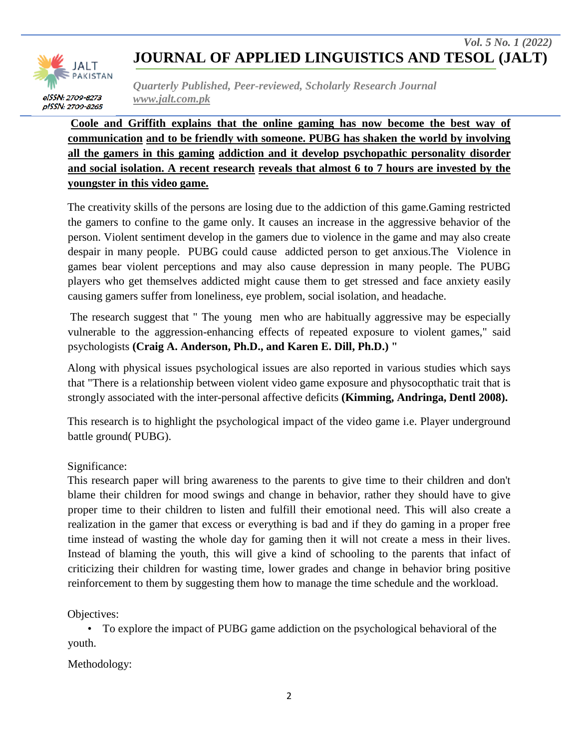**Coole and Griffith explains that the online gaming has now become the best way of communication and to be friendly with someone. PUBG has shaken the world by involving all the gamers in this gaming addiction and it develop psychopathic personality disorder and social isolation. A recent research reveals that almost 6 to 7 hours are invested by the youngster in this video game.**

The creativity skills of the persons are losing due to the addiction of this game.Gaming restricted the gamers to confine to the game only. It causes an increase in the aggressive behavior of the person. Violent sentiment develop in the gamers due to violence in the game and may also create despair in many people. PUBG could cause addicted person to get anxious.The Violence in games bear violent perceptions and may also cause depression in many people. The PUBG players who get themselves addicted might cause them to get stressed and face anxiety easily causing gamers suffer from loneliness, eye problem, social isolation, and headache.

The research suggest that " The young men who are habitually aggressive may be especially vulnerable to the aggression-enhancing effects of repeated exposure to violent games," said psychologists **(Craig A. Anderson, Ph.D., and Karen E. Dill, Ph.D.) "**

Along with physical issues psychological issues are also reported in various studies which says that "There is a relationship between violent video game exposure and physocopthatic trait that is strongly associated with the inter-personal affective deficits **(Kimming, Andringa, Dentl 2008).**

This research is to highlight the psychological impact of the video game i.e. Player underground battle ground( PUBG).

Significance:

This research paper will bring awareness to the parents to give time to their children and don't blame their children for mood swings and change in behavior, rather they should have to give proper time to their children to listen and fulfill their emotional need. This will also create a realization in the gamer that excess or everything is bad and if they do gaming in a proper free time instead of wasting the whole day for gaming then it will not create a mess in their lives. Instead of blaming the youth, this will give a kind of schooling to the parents that infact of criticizing their children for wasting time, lower grades and change in behavior bring positive reinforcement to them by suggesting them how to manage the time schedule and the workload.

Objectives:

- To explore the impact of PUBG game addiction on the psychological behavioral of the youth.

Methodology: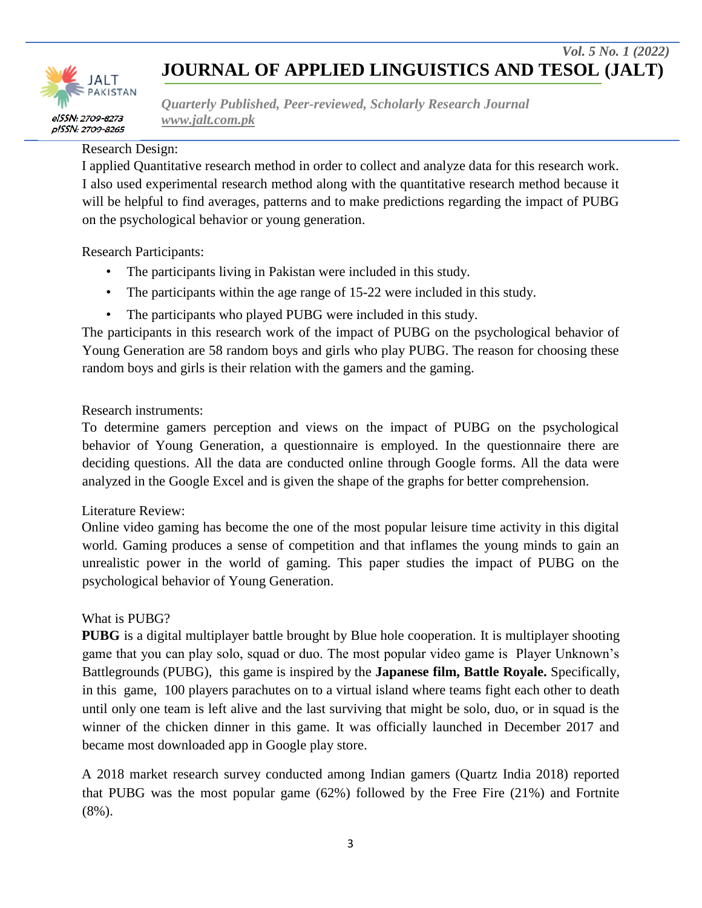Research Design:

I applied Quantitative research method in order to collect and analyze data for this research work. I also used experimental research method along with the quantitative research method because it will be helpful to find averages, patterns and to make predictions regarding the impact of PUBG on the psychological behavior or young generation.

Research Participants:

- The participants living in Pakistan were included in this study.
- The participants within the age range of 15-22 were included in this study.
- The participants who played PUBG were included in this study.

The participants in this research work of the impact of PUBG on the psychological behavior of Young Generation are 58 random boys and girls who play PUBG. The reason for choosing these random boys and girls is their relation with the gamers and the gaming.

Research instruments:

To determine gamers perception and views on the impact of PUBG on the psychological behavior of Young Generation, a questionnaire is employed. In the questionnaire there are deciding questions. All the data are conducted online through Google forms. All the data were analyzed in the Google Excel and is given the shape of the graphs for better comprehension.

Literature Review:

Online video gaming has become the one of the most popular leisure time activity in this digital world. Gaming produces a sense of competition and that inflames the young minds to gain an unrealistic power in the world of gaming. This paper studies the impact of PUBG on the psychological behavior of Young Generation.

What is PUBG?

**PUBG** is a digital multiplayer battle brought by Blue hole cooperation. It is multiplayer shooting game that you can play solo, squad or duo. The most popular video game is Player Unknown's Battlegrounds (PUBG), this game is inspired by the **Japanese film, Battle Royale.** Specifically, in this game, 100 players parachutes on to a virtual island where teams fight each other to death until only one team is left alive and the last surviving that might be solo, duo, or in squad is the winner of the chicken dinner in this game. It was officially launched in December 2017 and became most downloaded app in Google play store.

A 2018 market research survey conducted among Indian gamers (Quartz India 2018) reported that PUBG was the most popular game (62%) followed by the Free Fire (21%) and Fortnite (8%).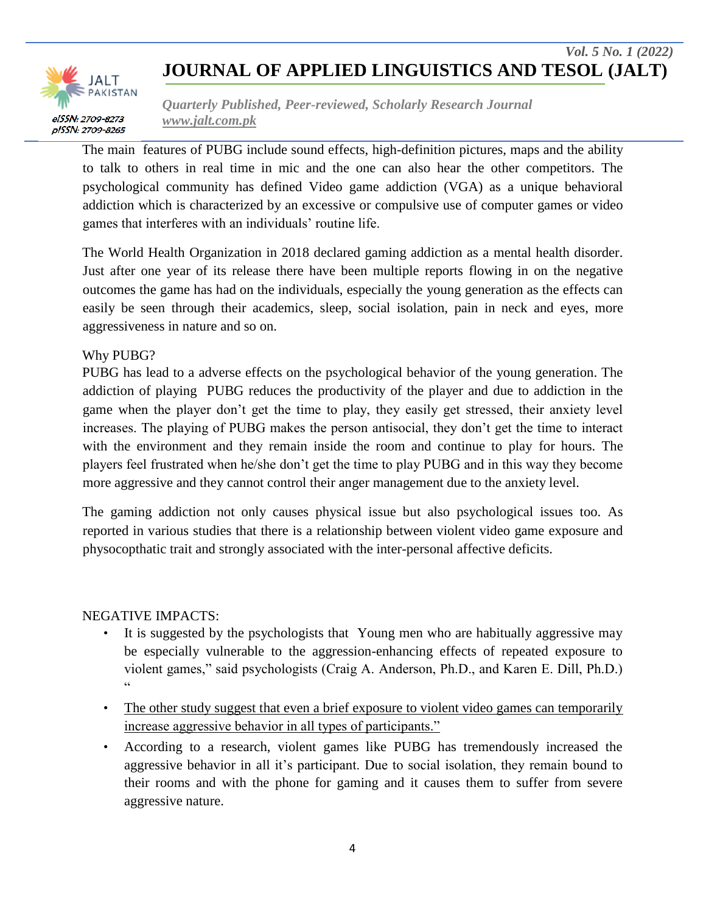The main  features of PUBG include sound effects, high-definition pictures, maps and the ability to talk to others in real time in mic and the one can also hear the other competitors. The psychological community has defined Video game addiction (VGA) as a unique behavioral addiction which is characterized by an excessive or compulsive use of computer games or video games that interferes with an individuals' routine life.

The World Health Organization in 2018 declared gaming addiction as a mental health disorder. Just after one year of its release there have been multiple reports flowing in on the negative outcomes the game has had on the individuals, especially the young generation as the effects can easily be seen through their academics, sleep, social isolation, pain in neck and eyes, more aggressiveness in nature and so on.

Why PUBG?

PUBG has lead to a adverse effects on the psychological behavior of the young generation. The addiction of playing  PUBG reduces the productivity of the player and due to addiction in the game when the player don't get the time to play, they easily get stressed, their anxiety level increases. The playing of PUBG makes the person antisocial, they don't get the time to interact with the environment and they remain inside the room and continue to play for hours. The players feel frustrated when he/she don't get the time to play PUBG and in this way they become more aggressive and they cannot control their anger management due to the anxiety level.

The gaming addiction not only causes physical issue but also psychological issues too. As reported in various studies that there is a relationship between violent video game exposure and physocopthatic trait and strongly associated with the inter-personal affective deficits.

NEGATIVE IMPACTS:

- It is suggested by the psychologists that  Young men who are habitually aggressive may be especially vulnerable to the aggression-enhancing effects of repeated exposure to violent games," said psychologists (Craig A. Anderson, Ph.D., and Karen E. Dill, Ph.D.) "
- <u>The other study suggest that even a brief exposure to violent video games can temporarily increase aggressive behavior in all types of participants."</u>
- According to a research, violent games like PUBG has tremendously increased the aggressive behavior in all it's participant. Due to social isolation, they remain bound to their rooms and with the phone for gaming and it causes them to suffer from severe aggressive nature.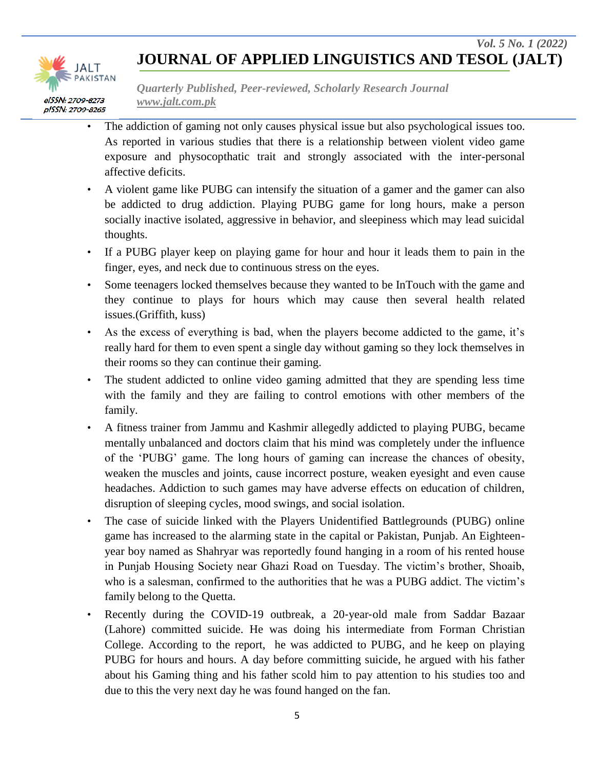- The addiction of gaming not only causes physical issue but also psychological issues too. As reported in various studies that there is a relationship between violent video game exposure and physocopthatic trait and strongly associated with the inter-personal affective deficits.
- A violent game like PUBG can intensify the situation of a gamer and the gamer can also be addicted to drug addiction. Playing PUBG game for long hours, make a person socially inactive isolated, aggressive in behavior, and sleepiness which may lead suicidal thoughts.
- If a PUBG player keep on playing game for hour and hour it leads them to pain in the finger, eyes, and neck due to continuous stress on the eyes.
- Some teenagers locked themselves because they wanted to be InTouch with the game and they continue to plays for hours which may cause then several health related issues.(Griffith, kuss)
- As the excess of everything is bad, when the players become addicted to the game, it's really hard for them to even spent a single day without gaming so they lock themselves in their rooms so they can continue their gaming.
- The student addicted to online video gaming admitted that they are spending less time with the family and they are failing to control emotions with other members of the family.
- A fitness trainer from Jammu and Kashmir allegedly addicted to playing PUBG, became mentally unbalanced and doctors claim that his mind was completely under the influence of the 'PUBG' game. The long hours of gaming can increase the chances of obesity, weaken the muscles and joints, cause incorrect posture, weaken eyesight and even cause headaches. Addiction to such games may have adverse effects on education of children, disruption of sleeping cycles, mood swings, and social isolation.
- The case of suicide linked with the Players Unidentified Battlegrounds (PUBG) online game has increased to the alarming state in the capital or Pakistan, Punjab. An Eighteen-year boy named as Shahryar was reportedly found hanging in a room of his rented house in Punjab Housing Society near Ghazi Road on Tuesday. The victim's brother, Shoaib, who is a salesman, confirmed to the authorities that he was a PUBG addict. The victim's family belong to the Quetta.
- Recently during the COVID-19 outbreak, a 20-year-old male from Saddar Bazaar (Lahore) committed suicide. He was doing his intermediate from Forman Christian College. According to the report, he was addicted to PUBG, and he keep on playing PUBG for hours and hours. A day before committing suicide, he argued with his father about his Gaming thing and his father scold him to pay attention to his studies too and due to this the very next day he was found hanged on the fan.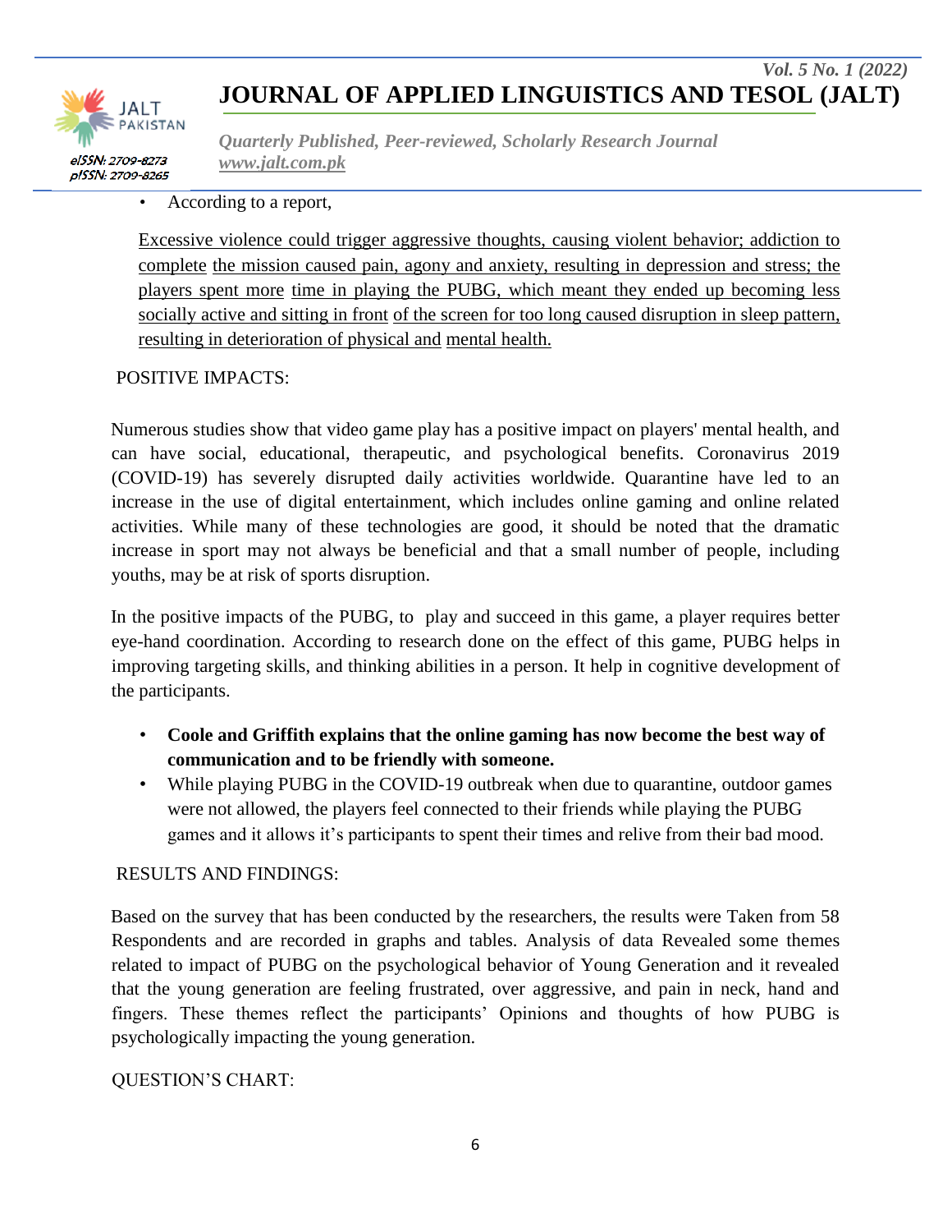- According to a report,

Excessive violence could trigger aggressive thoughts, causing violent behavior; addiction to complete the mission caused pain, agony and anxiety, resulting in depression and stress; the players spent more time in playing the PUBG, which meant they ended up becoming less socially active and sitting in front of the screen for too long caused disruption in sleep pattern, resulting in deterioration of physical and mental health.

## POSITIVE IMPACTS:

Numerous studies show that video game play has a positive impact on players' mental health, and can have social, educational, therapeutic, and psychological benefits. Coronavirus 2019 (COVID-19) has severely disrupted daily activities worldwide. Quarantine have led to an increase in the use of digital entertainment, which includes online gaming and online related activities. While many of these technologies are good, it should be noted that the dramatic increase in sport may not always be beneficial and that a small number of people, including youths, may be at risk of sports disruption.

In the positive impacts of the PUBG, to play and succeed in this game, a player requires better eye-hand coordination. According to research done on the effect of this game, PUBG helps in improving targeting skills, and thinking abilities in a person. It help in cognitive development of the participants.

- **Coole and Griffith explains that the online gaming has now become the best way of communication and to be friendly with someone.**
- While playing PUBG in the COVID-19 outbreak when due to quarantine, outdoor games were not allowed, the players feel connected to their friends while playing the PUBG games and it allows it's participants to spent their times and relive from their bad mood.

## RESULTS AND FINDINGS:

Based on the survey that has been conducted by the researchers, the results were Taken from 58 Respondents and are recorded in graphs and tables. Analysis of data Revealed some themes related to impact of PUBG on the psychological behavior of Young Generation and it revealed that the young generation are feeling frustrated, over aggressive, and pain in neck, hand and fingers. These themes reflect the participants' Opinions and thoughts of how PUBG is psychologically impacting the young generation.

## QUESTION'S CHART: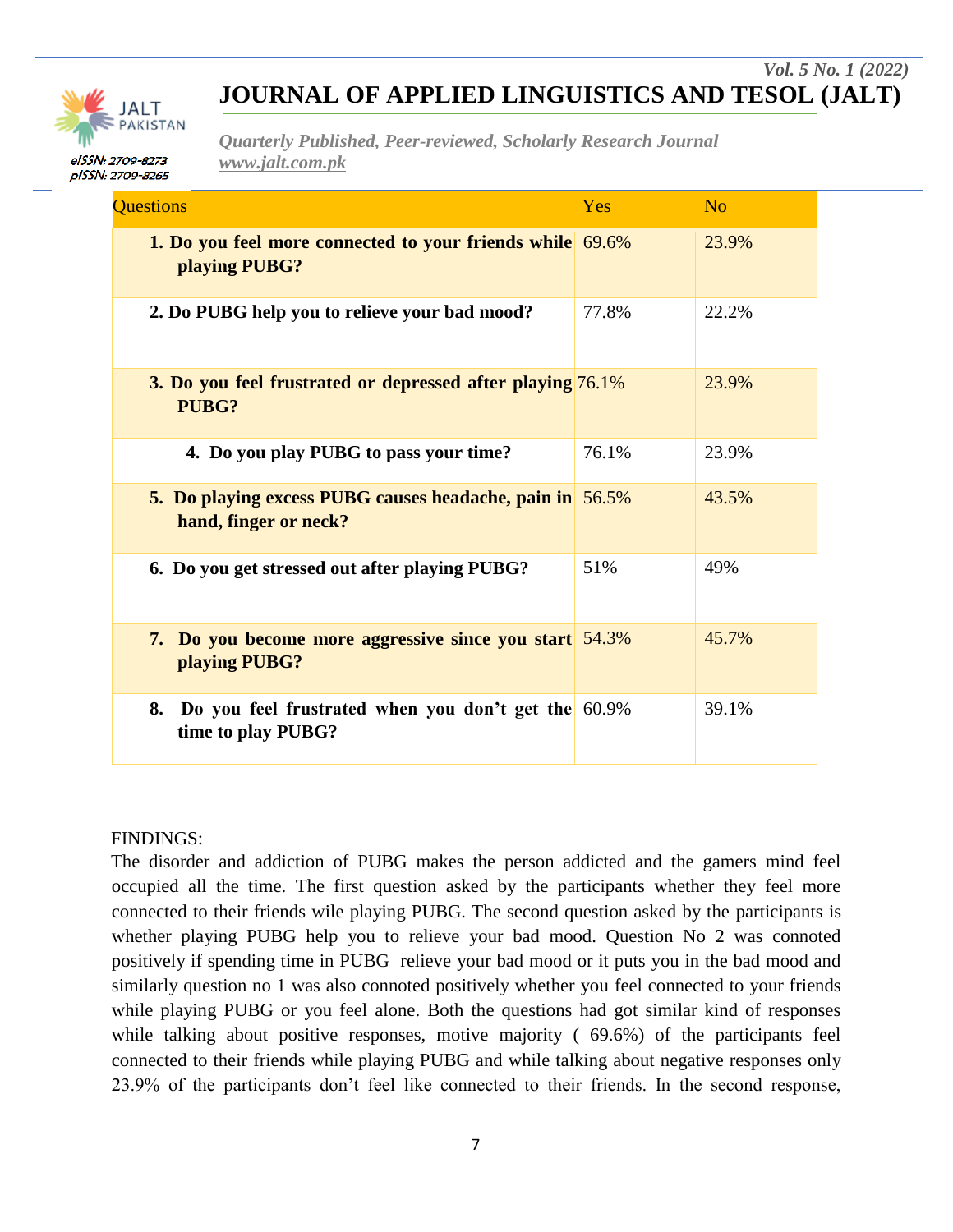| Questions | Yes | No |
|---|---|---|
| **1. Do you feel more connected to your friends while playing PUBG?** | 69.6% | 23.9% |
| **2. Do PUBG help you to relieve your bad mood?** | 77.8% | 22.2% |
| **3. Do you feel frustrated or depressed after playing PUBG?** | 76.1% | 23.9% |
| **4. Do you play PUBG to pass your time?** | 76.1% | 23.9% |
| **5. Do playing excess PUBG causes headache, pain in hand, finger or neck?** | 56.5% | 43.5% |
| **6. Do you get stressed out after playing PUBG?** | 51% | 49% |
| **7. Do you become more aggressive since you start playing PUBG?** | 54.3% | 45.7% |
| **8. Do you feel frustrated when you don't get the time to play PUBG?** | 60.9% | 39.1% |

FINDINGS:

The disorder and addiction of PUBG makes the person addicted and the gamers mind feel occupied all the time. The first question asked by the participants whether they feel more connected to their friends wile playing PUBG. The second question asked by the participants is whether playing PUBG help you to relieve your bad mood. Question No 2 was connoted positively if spending time in PUBG relieve your bad mood or it puts you in the bad mood and similarly question no 1 was also connoted positively whether you feel connected to your friends while playing PUBG or you feel alone. Both the questions had got similar kind of responses while talking about positive responses, motive majority ( 69.6%) of the participants feel connected to their friends while playing PUBG and while talking about negative responses only 23.9% of the participants don't feel like connected to their friends. In the second response,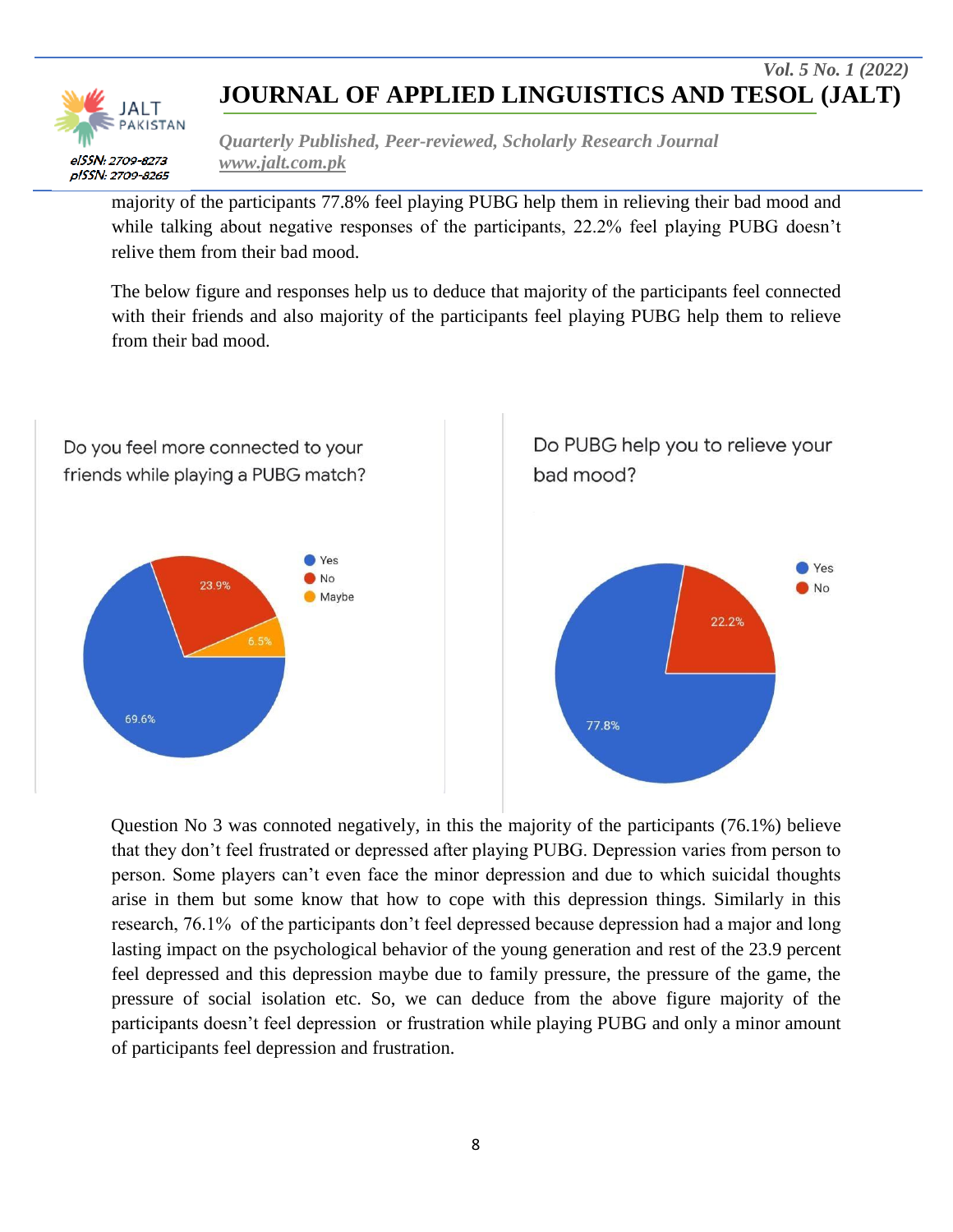majority of the participants 77.8% feel playing PUBG help them in relieving their bad mood and while talking about negative responses of the participants, 22.2% feel playing PUBG doesn't relive them from their bad mood.

The below figure and responses help us to deduce that majority of the participants feel connected with their friends and also majority of the participants feel playing PUBG help them to relieve from their bad mood.

Do you feel more connected to your friends while playing a PUBG match?

- Yes: 69.6%
- No: 23.9%
- Maybe: 6.5%

Do PUBG help you to relieve your bad mood?

- Yes: 77.8%
- No: 22.2%

Question No 3 was connoted negatively, in this the majority of the participants (76.1%) believe that they don't feel frustrated or depressed after playing PUBG. Depression varies from person to person. Some players can't even face the minor depression and due to which suicidal thoughts arise in them but some know that how to cope with this depression things. Similarly in this research, 76.1% of the participants don't feel depressed because depression had a major and long lasting impact on the psychological behavior of the young generation and rest of the 23.9 percent feel depressed and this depression maybe due to family pressure, the pressure of the game, the pressure of social isolation etc. So, we can deduce from the above figure majority of the participants doesn't feel depression or frustration while playing PUBG and only a minor amount of participants feel depression and frustration.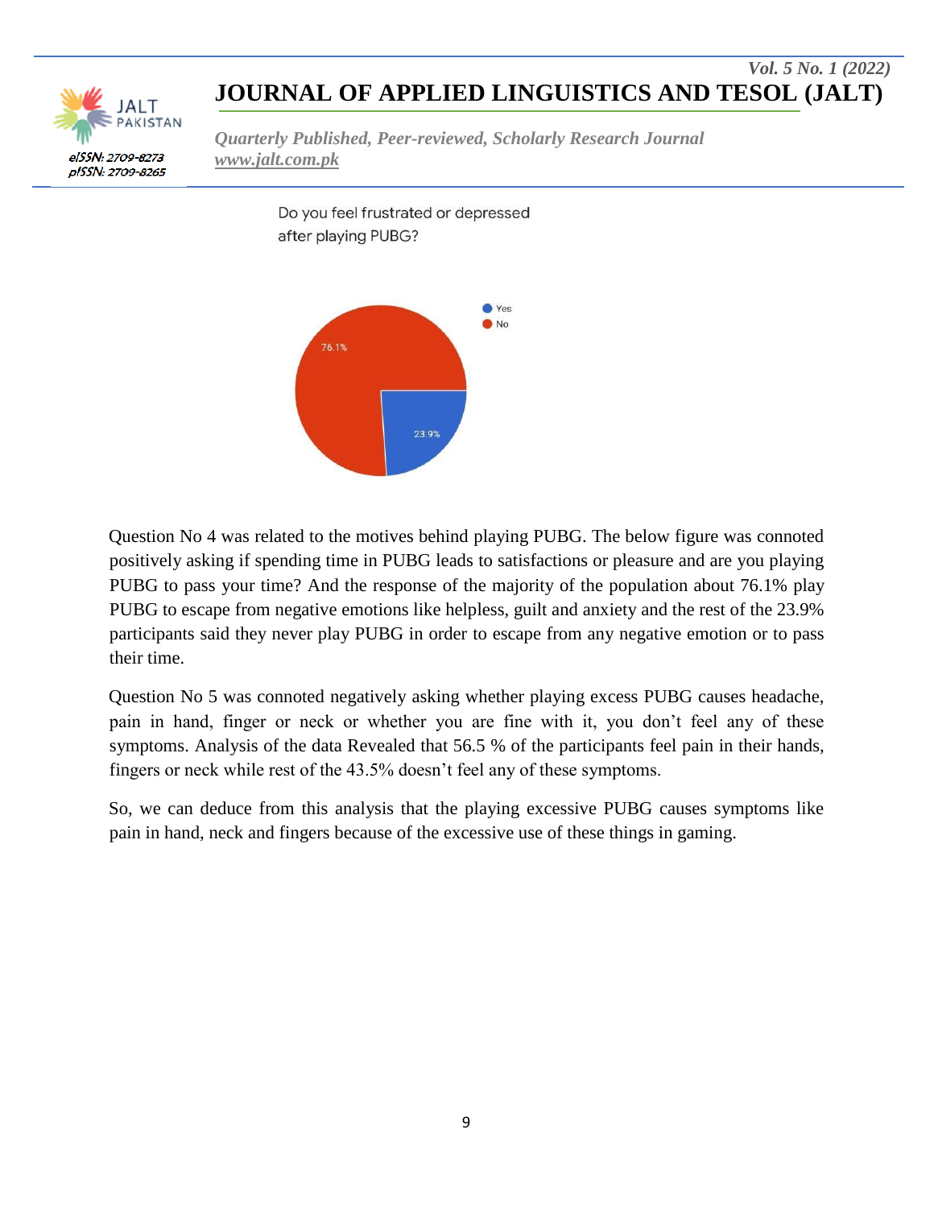Do you feel frustrated or depressed after playing PUBG?

Question No 4 was related to the motives behind playing PUBG. The below figure was connoted positively asking if spending time in PUBG leads to satisfactions or pleasure and are you playing PUBG to pass your time? And the response of the majority of the population about 76.1% play PUBG to escape from negative emotions like helpless, guilt and anxiety and the rest of the 23.9% participants said they never play PUBG in order to escape from any negative emotion or to pass their time.

Question No 5 was connoted negatively asking whether playing excess PUBG causes headache, pain in hand, finger or neck or whether you are fine with it, you don't feel any of these symptoms. Analysis of the data Revealed that 56.5 % of the participants feel pain in their hands, fingers or neck while rest of the 43.5% doesn't feel any of these symptoms.

So, we can deduce from this analysis that the playing excessive PUBG causes symptoms like pain in hand, neck and fingers because of the excessive use of these things in gaming.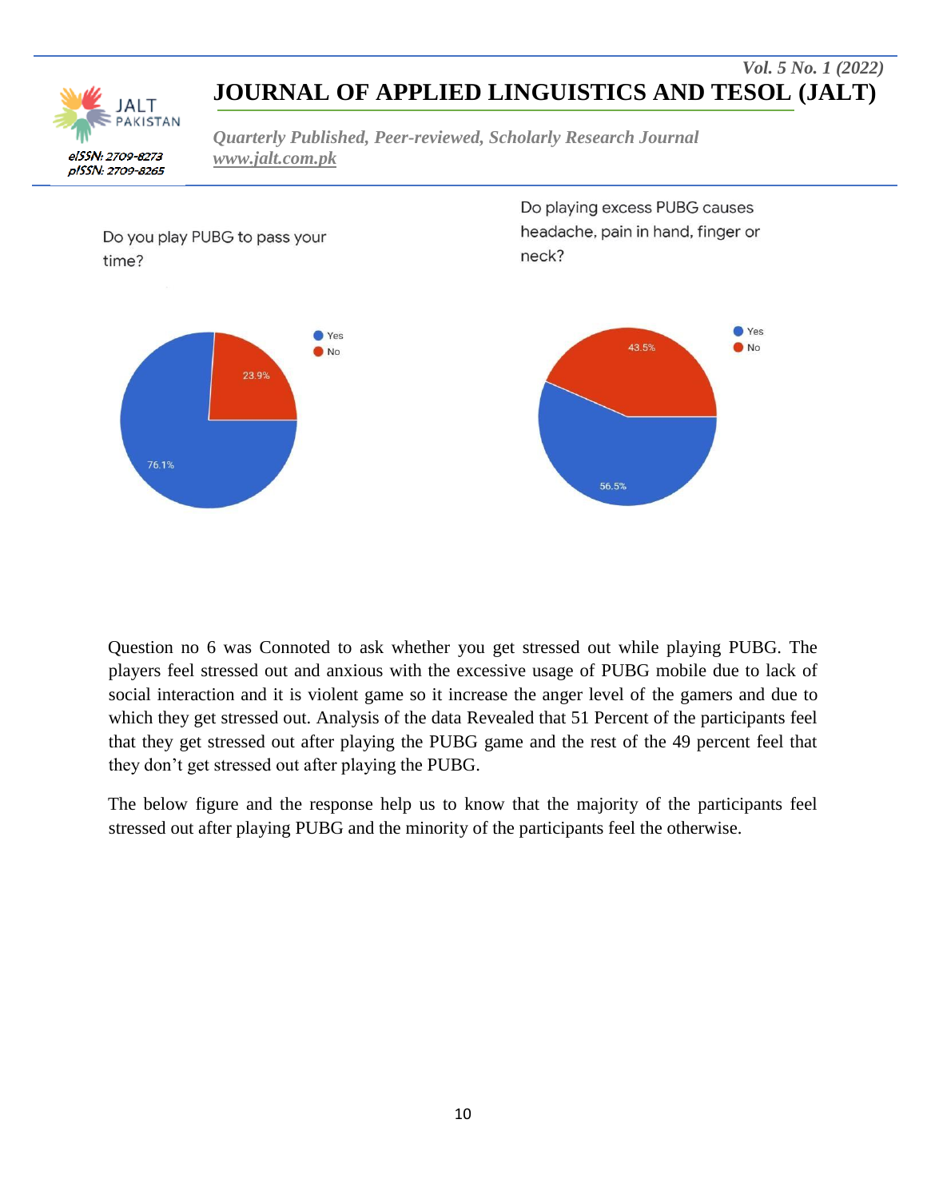Do you play PUBG to pass your time?

- Yes: 76.1%
- No: 23.9%

Do playing excess PUBG causes headache, pain in hand, finger or neck?

- Yes: 56.5%
- No: 43.5%

Question no 6 was Connoted to ask whether you get stressed out while playing PUBG. The players feel stressed out and anxious with the excessive usage of PUBG mobile due to lack of social interaction and it is violent game so it increase the anger level of the gamers and due to which they get stressed out. Analysis of the data Revealed that 51 Percent of the participants feel that they get stressed out after playing the PUBG game and the rest of the 49 percent feel that they don't get stressed out after playing the PUBG.

The below figure and the response help us to know that the majority of the participants feel stressed out after playing PUBG and the minority of the participants feel the otherwise.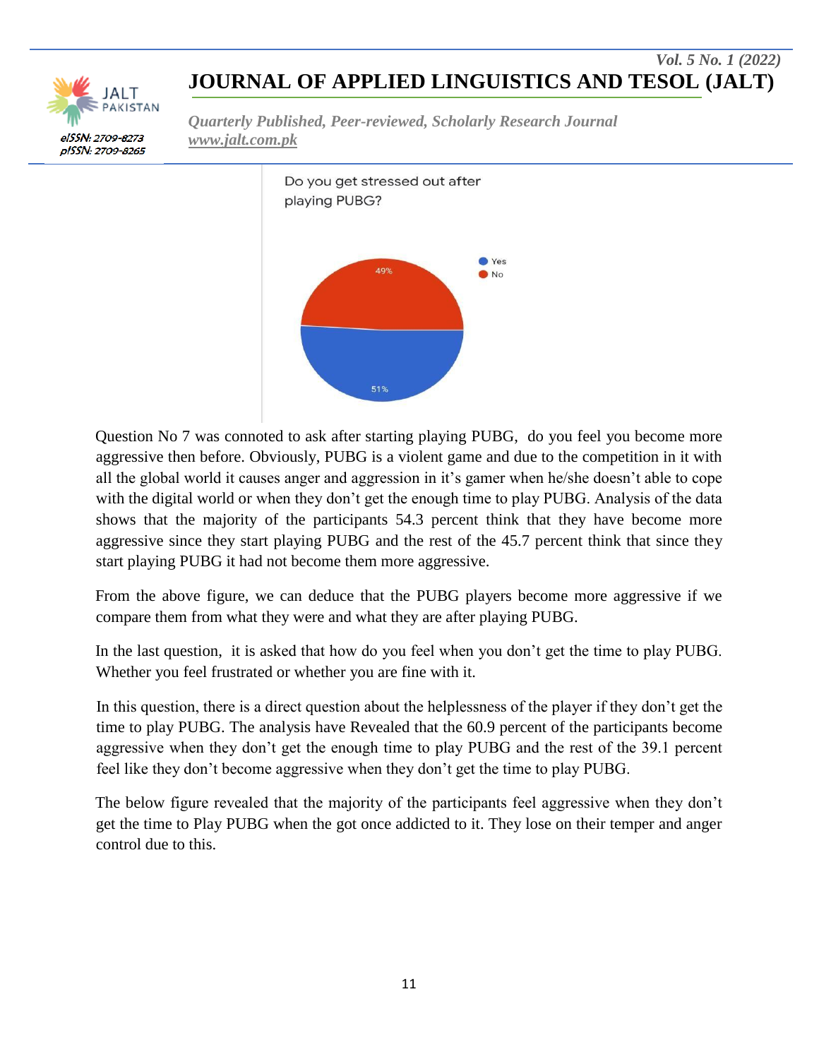Do you get stressed out after playing PUBG?

Yes 51%
No 49%

Question No 7 was connoted to ask after starting playing PUBG,  do you feel you become more aggressive then before. Obviously, PUBG is a violent game and due to the competition in it with all the global world it causes anger and aggression in it's gamer when he/she doesn't able to cope with the digital world or when they don't get the enough time to play PUBG. Analysis of the data shows that the majority of the participants 54.3 percent think that they have become more aggressive since they start playing PUBG and the rest of the 45.7 percent think that since they start playing PUBG it had not become them more aggressive.

From the above figure, we can deduce that the PUBG players become more aggressive if we compare them from what they were and what they are after playing PUBG.

In the last question,  it is asked that how do you feel when you don't get the time to play PUBG. Whether you feel frustrated or whether you are fine with it.

In this question, there is a direct question about the helplessness of the player if they don't get the time to play PUBG. The analysis have Revealed that the 60.9 percent of the participants become aggressive when they don't get the enough time to play PUBG and the rest of the 39.1 percent feel like they don't become aggressive when they don't get the time to play PUBG.

The below figure revealed that the majority of the participants feel aggressive when they don't get the time to Play PUBG when the got once addicted to it. They lose on their temper and anger control due to this.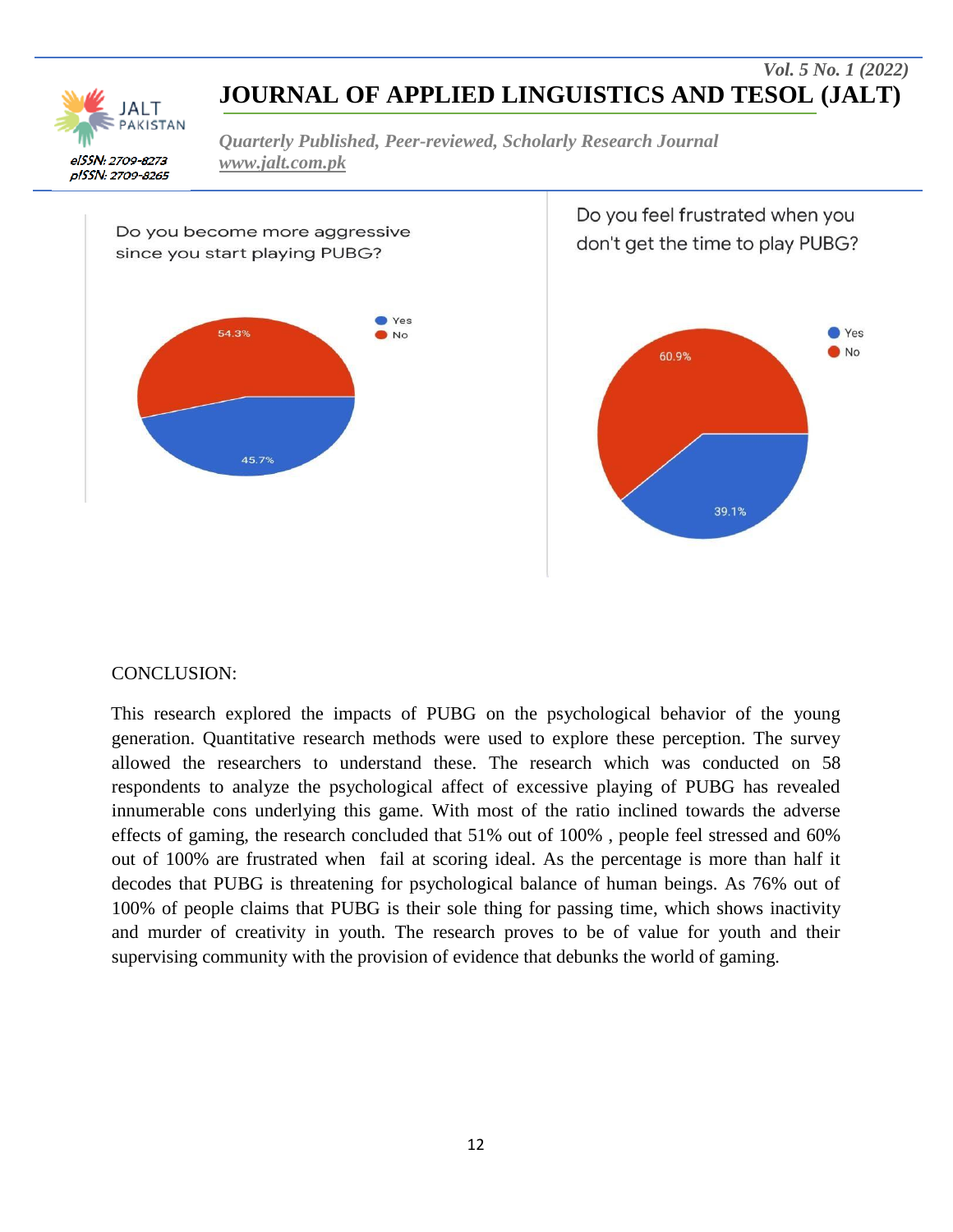Do you become more aggressive since you start playing PUBG?

- Yes: 45.7%
- No: 54.3%

Do you feel frustrated when you don't get the time to play PUBG?

- Yes: 39.1%
- No: 60.9%

## CONCLUSION:

This research explored the impacts of PUBG on the psychological behavior of the young generation. Quantitative research methods were used to explore these perception. The survey allowed the researchers to understand these. The research which was conducted on 58 respondents to analyze the psychological affect of excessive playing of PUBG has revealed innumerable cons underlying this game. With most of the ratio inclined towards the adverse effects of gaming, the research concluded that 51% out of 100% , people feel stressed and 60% out of 100% are frustrated when fail at scoring ideal. As the percentage is more than half it decodes that PUBG is threatening for psychological balance of human beings. As 76% out of 100% of people claims that PUBG is their sole thing for passing time, which shows inactivity and murder of creativity in youth. The research proves to be of value for youth and their supervising community with the provision of evidence that debunks the world of gaming.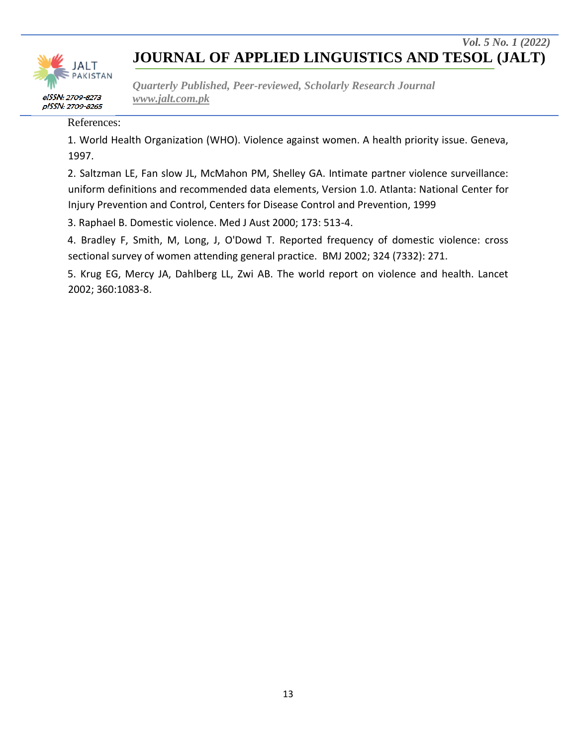References:

1. World Health Organization (WHO). Violence against women. A health priority issue. Geneva, 1997.

2. Saltzman LE, Fan slow JL, McMahon PM, Shelley GA. Intimate partner violence surveillance: uniform definitions and recommended data elements, Version 1.0. Atlanta: National Center for Injury Prevention and Control, Centers for Disease Control and Prevention, 1999

3. Raphael B. Domestic violence. Med J Aust 2000; 173: 513-4.

4. Bradley F, Smith, M, Long, J, O'Dowd T. Reported frequency of domestic violence: cross sectional survey of women attending general practice. BMJ 2002; 324 (7332): 271.

5. Krug EG, Mercy JA, Dahlberg LL, Zwi AB. The world report on violence and health. Lancet 2002; 360:1083-8.